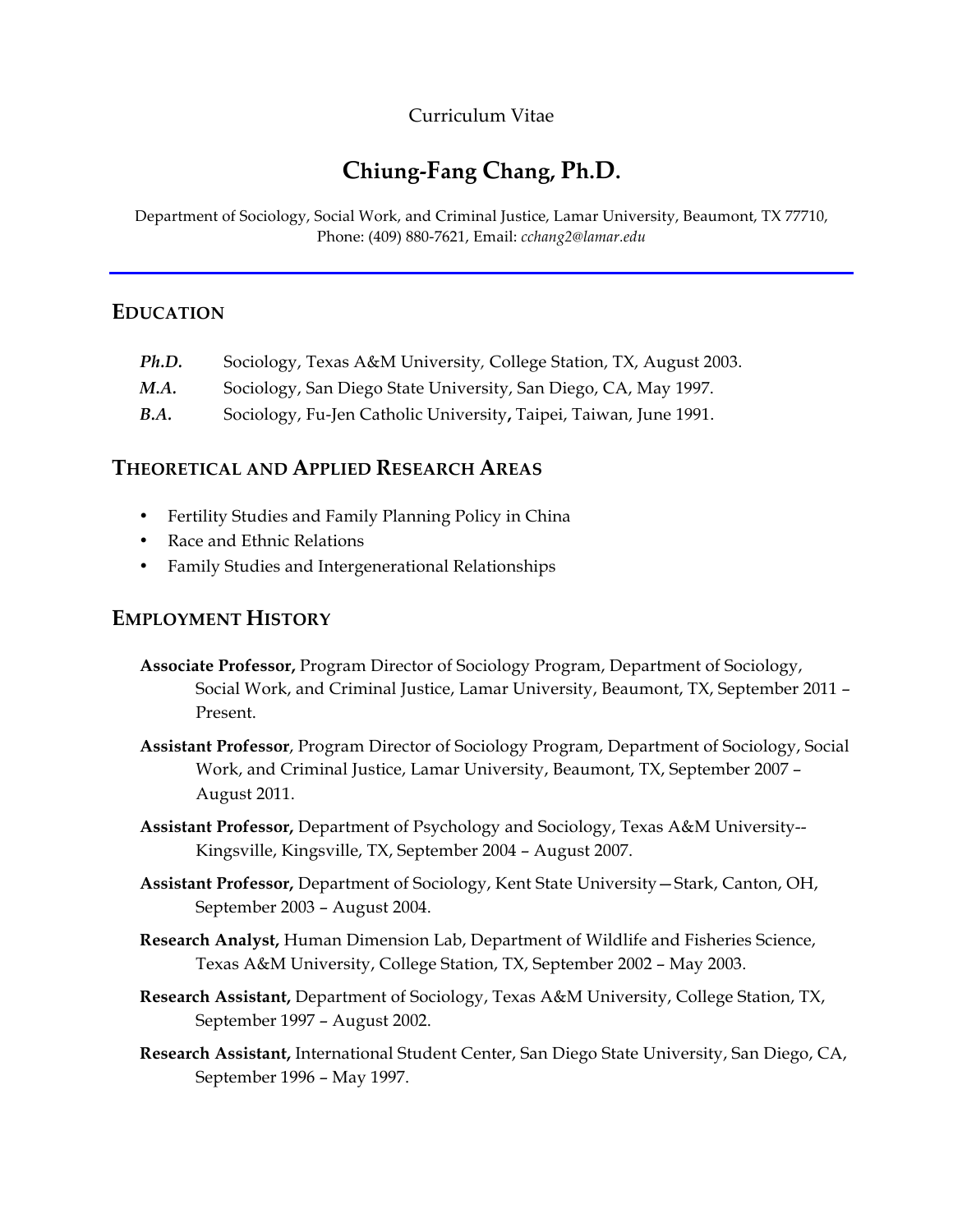Curriculum Vitae

# Chiung-Fang Chang, Ph.D.

Department of Sociology, Social Work, and Criminal Justice, Lamar University, Beaumont, TX 77710,
Phone: (409) 880-7621, Email: *cchang2@lamar.edu*

---

## EDUCATION

***Ph.D.*** Sociology, Texas A&M University, College Station, TX, August 2003.

***M.A.*** Sociology, San Diego State University, San Diego, CA, May 1997.

***B.A.*** Sociology, Fu-Jen Catholic University**,** Taipei, Taiwan, June 1991.

## THEORETICAL AND APPLIED RESEARCH AREAS

- Fertility Studies and Family Planning Policy in China
- Race and Ethnic Relations
- Family Studies and Intergenerational Relationships

## EMPLOYMENT HISTORY

**Associate Professor,** Program Director of Sociology Program, Department of Sociology, Social Work, and Criminal Justice, Lamar University, Beaumont, TX, September 2011 – Present.

**Assistant Professor**, Program Director of Sociology Program, Department of Sociology, Social Work, and Criminal Justice, Lamar University, Beaumont, TX, September 2007 – August 2011.

**Assistant Professor,** Department of Psychology and Sociology, Texas A&M University--Kingsville, Kingsville, TX, September 2004 – August 2007.

**Assistant Professor,** Department of Sociology, Kent State University—Stark, Canton, OH, September 2003 – August 2004.

**Research Analyst,** Human Dimension Lab, Department of Wildlife and Fisheries Science, Texas A&M University, College Station, TX, September 2002 – May 2003.

**Research Assistant,** Department of Sociology, Texas A&M University, College Station, TX, September 1997 – August 2002.

**Research Assistant,** International Student Center, San Diego State University, San Diego, CA, September 1996 – May 1997.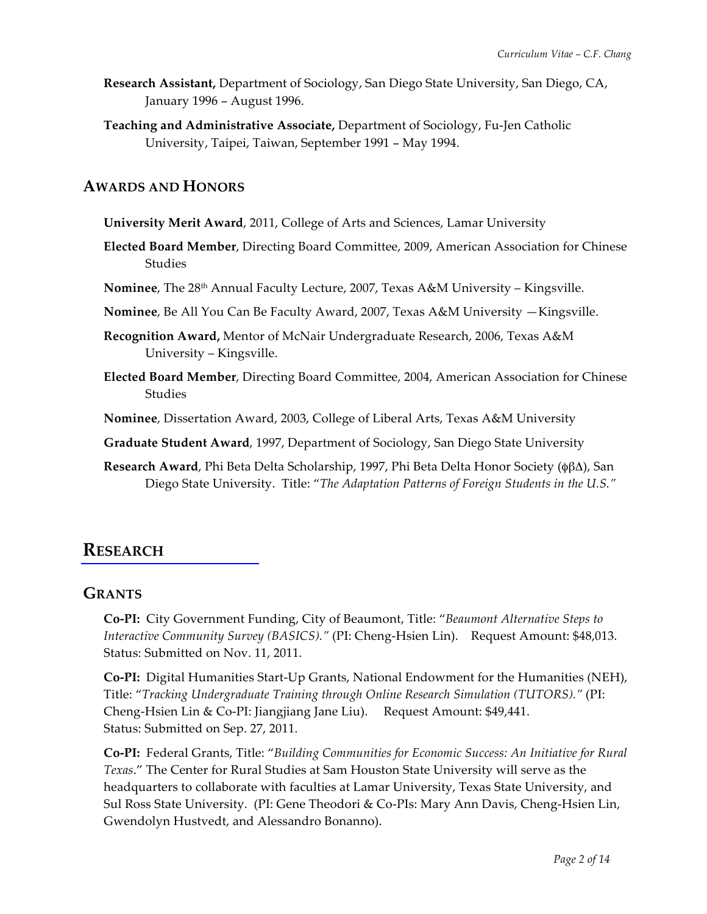**Research Assistant,** Department of Sociology, San Diego State University, San Diego, CA, January 1996 – August 1996.

**Teaching and Administrative Associate,** Department of Sociology, Fu-Jen Catholic University, Taipei, Taiwan, September 1991 – May 1994.

## AWARDS AND HONORS

**University Merit Award**, 2011, College of Arts and Sciences, Lamar University

**Elected Board Member**, Directing Board Committee, 2009, American Association for Chinese Studies

**Nominee**, The 28th Annual Faculty Lecture, 2007, Texas A&M University – Kingsville.

**Nominee**, Be All You Can Be Faculty Award, 2007, Texas A&M University —Kingsville.

**Recognition Award,** Mentor of McNair Undergraduate Research, 2006, Texas A&M University – Kingsville.

**Elected Board Member**, Directing Board Committee, 2004, American Association for Chinese Studies

**Nominee**, Dissertation Award, 2003, College of Liberal Arts, Texas A&M University

**Graduate Student Award**, 1997, Department of Sociology, San Diego State University

**Research Award**, Phi Beta Delta Scholarship, 1997, Phi Beta Delta Honor Society (ϕβΔ), San Diego State University. Title: "*The Adaptation Patterns of Foreign Students in the U.S.*"

# RESEARCH

## GRANTS

**Co-PI:** City Government Funding, City of Beaumont, Title: "*Beaumont Alternative Steps to Interactive Community Survey (BASICS).*" (PI: Cheng-Hsien Lin). Request Amount: $48,013. Status: Submitted on Nov. 11, 2011.

**Co-PI:** Digital Humanities Start-Up Grants, National Endowment for the Humanities (NEH), Title: "*Tracking Undergraduate Training through Online Research Simulation (TUTORS).*" (PI: Cheng-Hsien Lin & Co-PI: Jiangjiang Jane Liu). Request Amount: $49,441. Status: Submitted on Sep. 27, 2011.

**Co-PI:** Federal Grants, Title: "*Building Communities for Economic Success: An Initiative for Rural Texas*." The Center for Rural Studies at Sam Houston State University will serve as the headquarters to collaborate with faculties at Lamar University, Texas State University, and Sul Ross State University. (PI: Gene Theodori & Co-PIs: Mary Ann Davis, Cheng-Hsien Lin, Gwendolyn Hustvedt, and Alessandro Bonanno).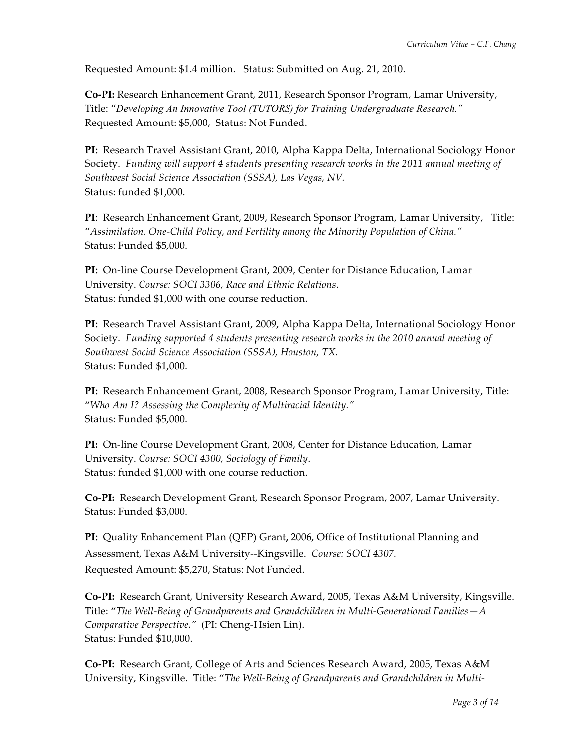Requested Amount: $1.4 million.   Status: Submitted on Aug. 21, 2010.

**Co-PI:** Research Enhancement Grant, 2011, Research Sponsor Program, Lamar University, Title: "*Developing An Innovative Tool (TUTORS) for Training Undergraduate Research.*" Requested Amount: $5,000,  Status: Not Funded.

**PI:** Research Travel Assistant Grant, 2010, Alpha Kappa Delta, International Sociology Honor Society.  *Funding will support 4 students presenting research works in the 2011 annual meeting of Southwest Social Science Association (SSSA), Las Vegas, NV.*
Status: funded $1,000.

**PI**: Research Enhancement Grant, 2009, Research Sponsor Program, Lamar University,   Title: "*Assimilation, One-Child Policy, and Fertility among the Minority Population of China.*"
Status: Funded $5,000.

**PI:** On-line Course Development Grant, 2009, Center for Distance Education, Lamar University. *Course: SOCI 3306, Race and Ethnic Relations*.
Status: funded $1,000 with one course reduction.

**PI:** Research Travel Assistant Grant, 2009, Alpha Kappa Delta, International Sociology Honor Society.  *Funding supported 4 students presenting research works in the 2010 annual meeting of Southwest Social Science Association (SSSA), Houston, TX.*
Status: Funded $1,000.

**PI:** Research Enhancement Grant, 2008, Research Sponsor Program, Lamar University, Title: "*Who Am I? Assessing the Complexity of Multiracial Identity.*"
Status: Funded $5,000.

**PI:** On-line Course Development Grant, 2008, Center for Distance Education, Lamar University. *Course: SOCI 4300, Sociology of Family*.
Status: funded $1,000 with one course reduction.

**Co-PI:** Research Development Grant, Research Sponsor Program, 2007, Lamar University.
Status: Funded $3,000.

**PI:** Quality Enhancement Plan (QEP) Grant**,** 2006, Office of Institutional Planning and Assessment, Texas A&M University--Kingsville.  *Course: SOCI 4307.*
Requested Amount: $5,270, Status: Not Funded.

**Co-PI:** Research Grant, University Research Award, 2005, Texas A&M University, Kingsville. Title: "*The Well-Being of Grandparents and Grandchildren in Multi-Generational Families—A Comparative Perspective.*"  (PI: Cheng-Hsien Lin).
Status: Funded $10,000.

**Co-PI:** Research Grant, College of Arts and Sciences Research Award, 2005, Texas A&M University, Kingsville.  Title: "*The Well-Being of Grandparents and Grandchildren in Multi-*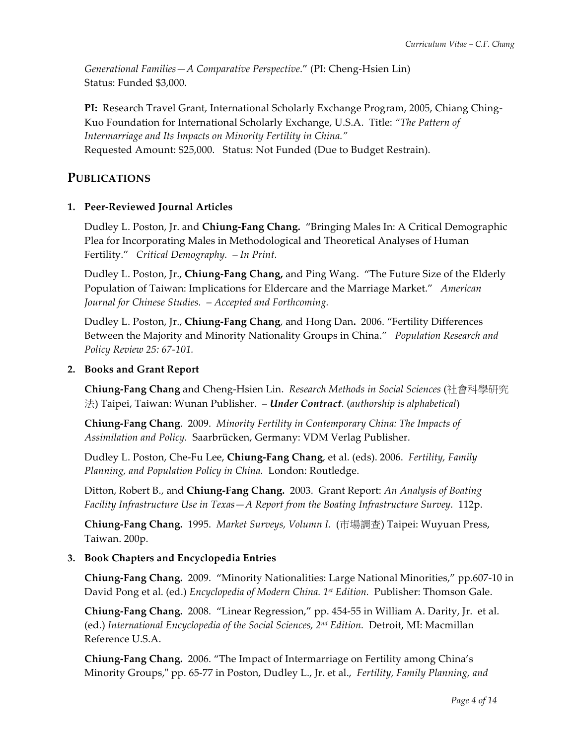*Generational Families—A Comparative Perspective*." (PI: Cheng-Hsien Lin)
Status: Funded $3,000.

**PI:** Research Travel Grant, International Scholarly Exchange Program, 2005, Chiang Ching-Kuo Foundation for International Scholarly Exchange, U.S.A. Title: *"The Pattern of Intermarriage and Its Impacts on Minority Fertility in China."*
Requested Amount: $25,000. Status: Not Funded (Due to Budget Restrain).

## PUBLICATIONS

### 1. Peer-Reviewed Journal Articles

Dudley L. Poston, Jr. and **Chiung-Fang Chang.** "Bringing Males In: A Critical Demographic Plea for Incorporating Males in Methodological and Theoretical Analyses of Human Fertility." *Critical Demography. – In Print.*

Dudley L. Poston, Jr., **Chiung-Fang Chang,** and Ping Wang. "The Future Size of the Elderly Population of Taiwan: Implications for Eldercare and the Marriage Market." *American Journal for Chinese Studies. – Accepted and Forthcoming.*

Dudley L. Poston, Jr., **Chiung-Fang Chang**, and Hong Dan**.** 2006. "Fertility Differences Between the Majority and Minority Nationality Groups in China." *Population Research and Policy Review 25: 67-101.*

### 2. Books and Grant Report

**Chiung-Fang Chang** and Cheng-Hsien Lin. *Research Methods in Social Sciences* (社會科學研究法) Taipei, Taiwan: Wunan Publisher. – ***Under Contract****.* (*authorship is alphabetical*)

**Chiung-Fang Chang**. 2009. *Minority Fertility in Contemporary China: The Impacts of Assimilation and Policy.* Saarbrücken, Germany: VDM Verlag Publisher.

Dudley L. Poston, Che-Fu Lee, **Chiung-Fang Chang**, et al. (eds). 2006. *Fertility, Family Planning, and Population Policy in China.* London: Routledge.

Ditton, Robert B., and **Chiung-Fang Chang.** 2003. Grant Report: *An Analysis of Boating Facility Infrastructure Use in Texas—A Report from the Boating Infrastructure Survey*. 112p.

**Chiung-Fang Chang.** 1995. *Market Surveys, Volumn I.* (市場調查) Taipei: Wuyuan Press, Taiwan. 200p.

### 3. Book Chapters and Encyclopedia Entries

**Chiung-Fang Chang.** 2009. "Minority Nationalities: Large National Minorities," pp.607-10 in David Pong et al. (ed.) *Encyclopedia of Modern China. 1st Edition.* Publisher: Thomson Gale.

**Chiung-Fang Chang.** 2008. "Linear Regression," pp. 454-55 in William A. Darity, Jr. et al. (ed.) *International Encyclopedia of the Social Sciences, 2nd Edition.* Detroit, MI: Macmillan Reference U.S.A.

**Chiung-Fang Chang.** 2006. "The Impact of Intermarriage on Fertility among China's Minority Groups," pp. 65-77 in Poston, Dudley L., Jr. et al., *Fertility, Family Planning, and*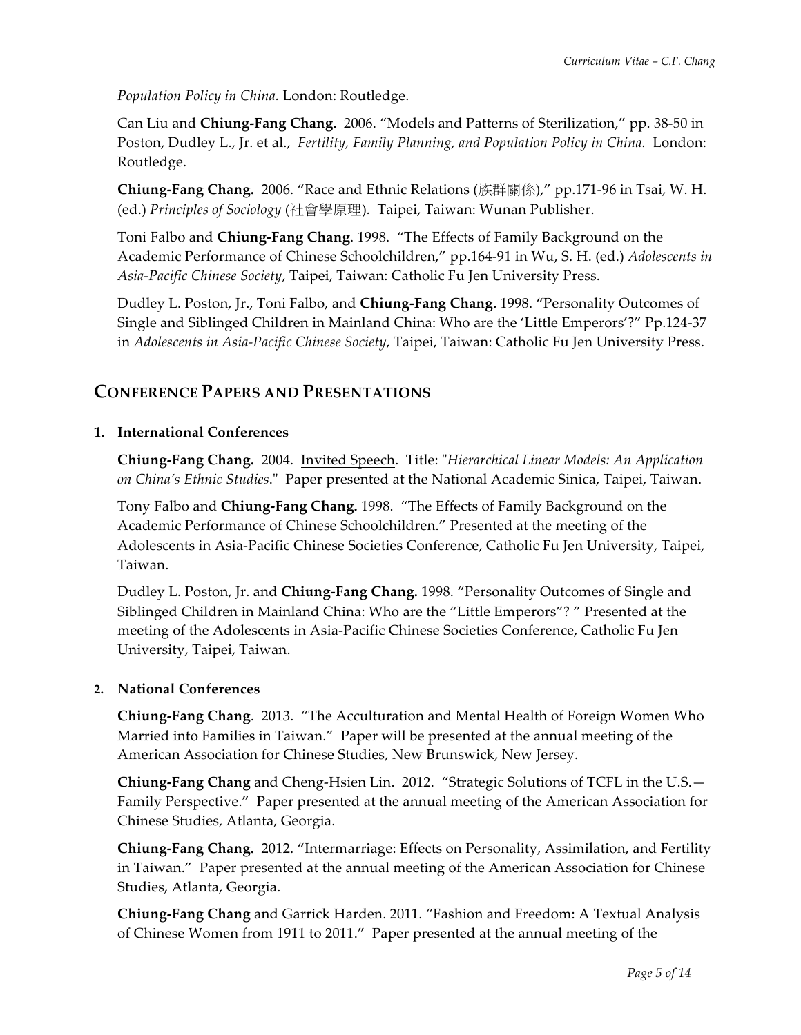*Population Policy in China.* London: Routledge.

Can Liu and **Chiung-Fang Chang.** 2006. "Models and Patterns of Sterilization," pp. 38-50 in Poston, Dudley L., Jr. et al., *Fertility, Family Planning, and Population Policy in China.* London: Routledge.

**Chiung-Fang Chang.** 2006. "Race and Ethnic Relations (族群關係)," pp.171-96 in Tsai, W. H. (ed.) *Principles of Sociology* (社會學原理). Taipei, Taiwan: Wunan Publisher.

Toni Falbo and **Chiung-Fang Chang**. 1998. "The Effects of Family Background on the Academic Performance of Chinese Schoolchildren," pp.164-91 in Wu, S. H. (ed.) *Adolescents in Asia-Pacific Chinese Society*, Taipei, Taiwan: Catholic Fu Jen University Press.

Dudley L. Poston, Jr., Toni Falbo, and **Chiung-Fang Chang.** 1998. "Personality Outcomes of Single and Siblinged Children in Mainland China: Who are the 'Little Emperors'?" Pp.124-37 in *Adolescents in Asia-Pacific Chinese Society*, Taipei, Taiwan: Catholic Fu Jen University Press.

## CONFERENCE PAPERS AND PRESENTATIONS

### 1. International Conferences

**Chiung-Fang Chang.** 2004. Invited Speech. Title: "*Hierarchical Linear Models: An Application on China's Ethnic Studies*." Paper presented at the National Academic Sinica, Taipei, Taiwan.

Tony Falbo and **Chiung-Fang Chang.** 1998. "The Effects of Family Background on the Academic Performance of Chinese Schoolchildren." Presented at the meeting of the Adolescents in Asia-Pacific Chinese Societies Conference, Catholic Fu Jen University, Taipei, Taiwan.

Dudley L. Poston, Jr. and **Chiung-Fang Chang.** 1998. "Personality Outcomes of Single and Siblinged Children in Mainland China: Who are the "Little Emperors"? " Presented at the meeting of the Adolescents in Asia-Pacific Chinese Societies Conference, Catholic Fu Jen University, Taipei, Taiwan.

### 2. National Conferences

**Chiung-Fang Chang**. 2013. "The Acculturation and Mental Health of Foreign Women Who Married into Families in Taiwan." Paper will be presented at the annual meeting of the American Association for Chinese Studies, New Brunswick, New Jersey.

**Chiung-Fang Chang** and Cheng-Hsien Lin. 2012. "Strategic Solutions of TCFL in the U.S.—Family Perspective." Paper presented at the annual meeting of the American Association for Chinese Studies, Atlanta, Georgia.

**Chiung-Fang Chang.** 2012. "Intermarriage: Effects on Personality, Assimilation, and Fertility in Taiwan." Paper presented at the annual meeting of the American Association for Chinese Studies, Atlanta, Georgia.

**Chiung-Fang Chang** and Garrick Harden. 2011. "Fashion and Freedom: A Textual Analysis of Chinese Women from 1911 to 2011." Paper presented at the annual meeting of the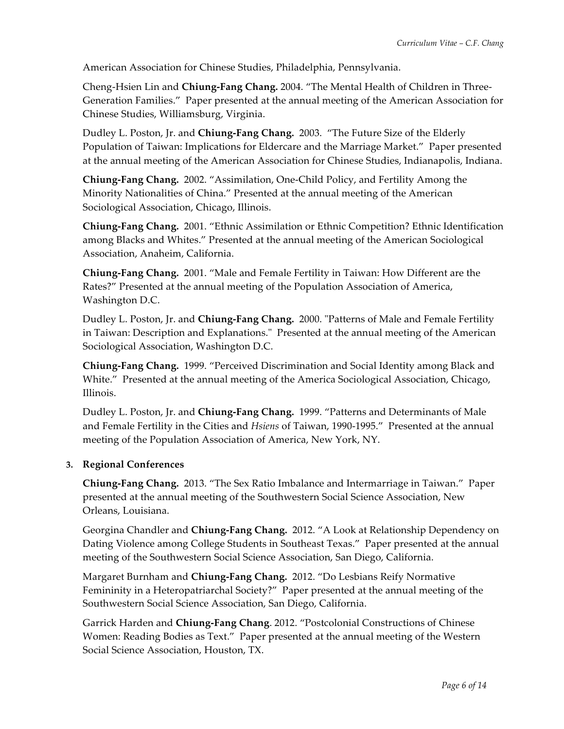American Association for Chinese Studies, Philadelphia, Pennsylvania.

Cheng-Hsien Lin and **Chiung-Fang Chang.** 2004. "The Mental Health of Children in Three-Generation Families." Paper presented at the annual meeting of the American Association for Chinese Studies, Williamsburg, Virginia.

Dudley L. Poston, Jr. and **Chiung-Fang Chang.** 2003. "The Future Size of the Elderly Population of Taiwan: Implications for Eldercare and the Marriage Market." Paper presented at the annual meeting of the American Association for Chinese Studies, Indianapolis, Indiana.

**Chiung-Fang Chang.** 2002. "Assimilation, One-Child Policy, and Fertility Among the Minority Nationalities of China." Presented at the annual meeting of the American Sociological Association, Chicago, Illinois.

**Chiung-Fang Chang.** 2001. "Ethnic Assimilation or Ethnic Competition? Ethnic Identification among Blacks and Whites." Presented at the annual meeting of the American Sociological Association, Anaheim, California.

**Chiung-Fang Chang.** 2001. "Male and Female Fertility in Taiwan: How Different are the Rates?" Presented at the annual meeting of the Population Association of America, Washington D.C.

Dudley L. Poston, Jr. and **Chiung-Fang Chang.** 2000. "Patterns of Male and Female Fertility in Taiwan: Description and Explanations." Presented at the annual meeting of the American Sociological Association, Washington D.C.

**Chiung-Fang Chang.** 1999. "Perceived Discrimination and Social Identity among Black and White." Presented at the annual meeting of the America Sociological Association, Chicago, Illinois.

Dudley L. Poston, Jr. and **Chiung-Fang Chang.** 1999. "Patterns and Determinants of Male and Female Fertility in the Cities and *Hsiens* of Taiwan, 1990-1995." Presented at the annual meeting of the Population Association of America, New York, NY.

**3. Regional Conferences**

**Chiung-Fang Chang.** 2013. "The Sex Ratio Imbalance and Intermarriage in Taiwan." Paper presented at the annual meeting of the Southwestern Social Science Association, New Orleans, Louisiana.

Georgina Chandler and **Chiung-Fang Chang.** 2012. "A Look at Relationship Dependency on Dating Violence among College Students in Southeast Texas." Paper presented at the annual meeting of the Southwestern Social Science Association, San Diego, California.

Margaret Burnham and **Chiung-Fang Chang.** 2012. "Do Lesbians Reify Normative Femininity in a Heteropatriarchal Society?" Paper presented at the annual meeting of the Southwestern Social Science Association, San Diego, California.

Garrick Harden and **Chiung-Fang Chang**. 2012. "Postcolonial Constructions of Chinese Women: Reading Bodies as Text." Paper presented at the annual meeting of the Western Social Science Association, Houston, TX.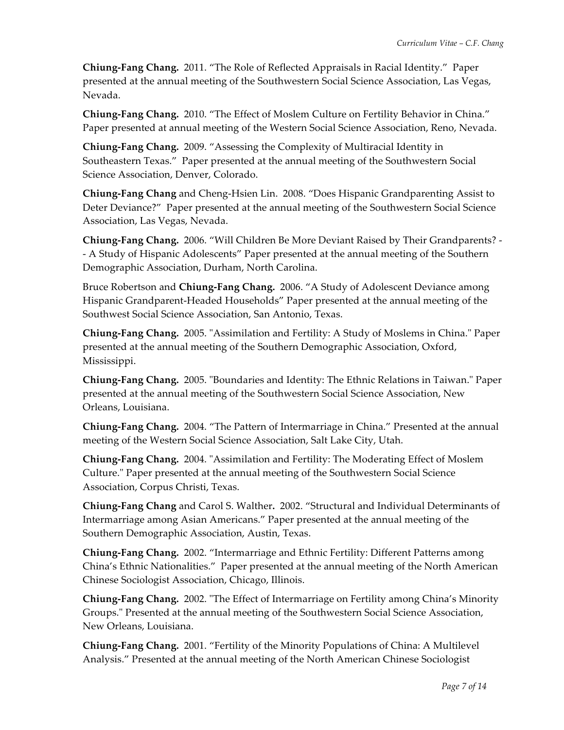**Chiung-Fang Chang.** 2011. “The Role of Reflected Appraisals in Racial Identity.” Paper presented at the annual meeting of the Southwestern Social Science Association, Las Vegas, Nevada.

**Chiung-Fang Chang.** 2010. “The Effect of Moslem Culture on Fertility Behavior in China.” Paper presented at annual meeting of the Western Social Science Association, Reno, Nevada.

**Chiung-Fang Chang.** 2009. “Assessing the Complexity of Multiracial Identity in Southeastern Texas.” Paper presented at the annual meeting of the Southwestern Social Science Association, Denver, Colorado.

**Chiung-Fang Chang** and Cheng-Hsien Lin. 2008. “Does Hispanic Grandparenting Assist to Deter Deviance?” Paper presented at the annual meeting of the Southwestern Social Science Association, Las Vegas, Nevada.

**Chiung-Fang Chang.** 2006. “Will Children Be More Deviant Raised by Their Grandparents? -- A Study of Hispanic Adolescents” Paper presented at the annual meeting of the Southern Demographic Association, Durham, North Carolina.

Bruce Robertson and **Chiung-Fang Chang.** 2006. “A Study of Adolescent Deviance among Hispanic Grandparent-Headed Households” Paper presented at the annual meeting of the Southwest Social Science Association, San Antonio, Texas.

**Chiung-Fang Chang.** 2005. "Assimilation and Fertility: A Study of Moslems in China." Paper presented at the annual meeting of the Southern Demographic Association, Oxford, Mississippi.

**Chiung-Fang Chang.** 2005. "Boundaries and Identity: The Ethnic Relations in Taiwan." Paper presented at the annual meeting of the Southwestern Social Science Association, New Orleans, Louisiana.

**Chiung-Fang Chang.** 2004. “The Pattern of Intermarriage in China.” Presented at the annual meeting of the Western Social Science Association, Salt Lake City, Utah.

**Chiung-Fang Chang.** 2004. "Assimilation and Fertility: The Moderating Effect of Moslem Culture." Paper presented at the annual meeting of the Southwestern Social Science Association, Corpus Christi, Texas.

**Chiung-Fang Chang** and Carol S. Walther**.** 2002. “Structural and Individual Determinants of Intermarriage among Asian Americans.” Paper presented at the annual meeting of the Southern Demographic Association, Austin, Texas.

**Chiung-Fang Chang.** 2002. “Intermarriage and Ethnic Fertility: Different Patterns among China’s Ethnic Nationalities.” Paper presented at the annual meeting of the North American Chinese Sociologist Association, Chicago, Illinois.

**Chiung-Fang Chang.** 2002. "The Effect of Intermarriage on Fertility among China’s Minority Groups." Presented at the annual meeting of the Southwestern Social Science Association, New Orleans, Louisiana.

**Chiung-Fang Chang.** 2001. “Fertility of the Minority Populations of China: A Multilevel Analysis.” Presented at the annual meeting of the North American Chinese Sociologist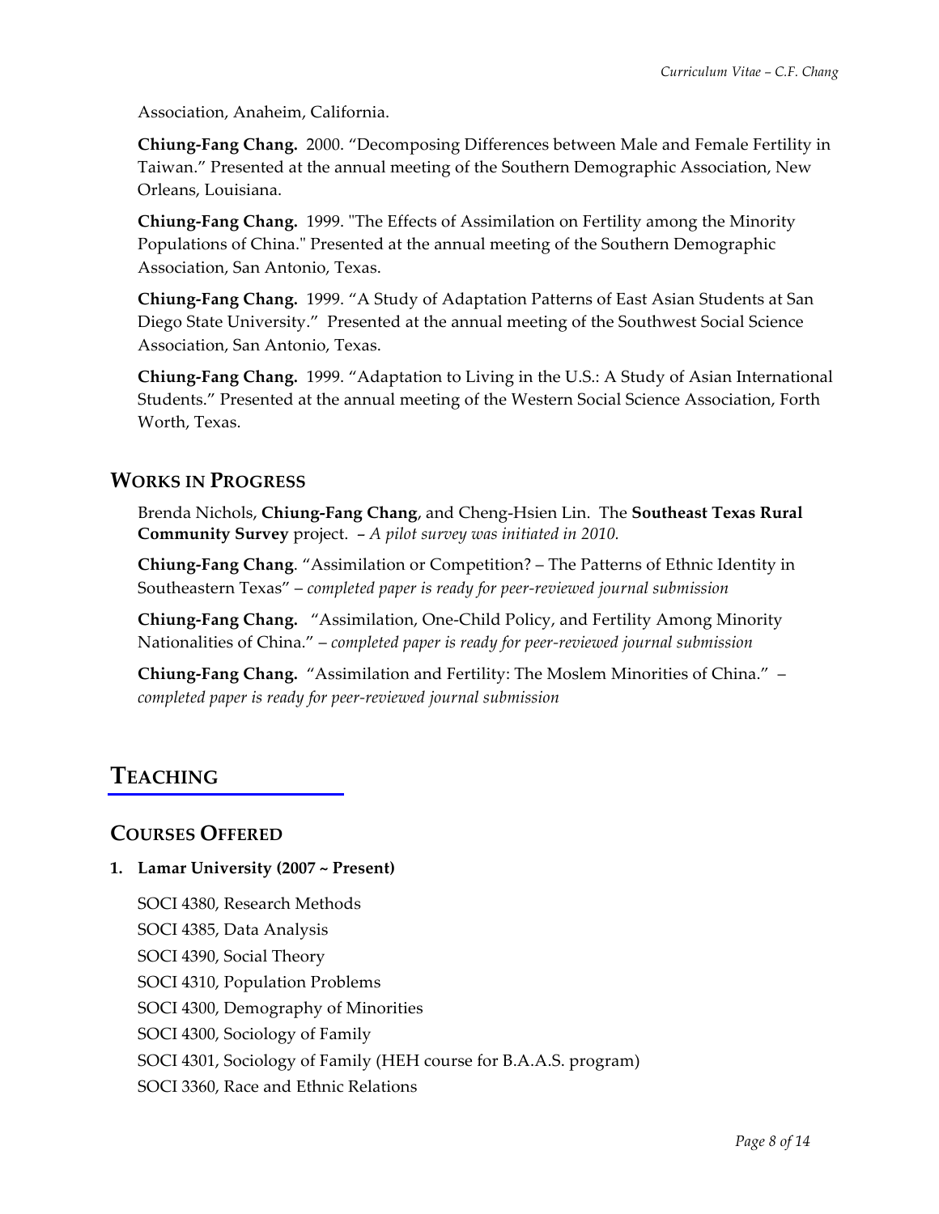Association, Anaheim, California.

**Chiung-Fang Chang.** 2000. “Decomposing Differences between Male and Female Fertility in Taiwan.” Presented at the annual meeting of the Southern Demographic Association, New Orleans, Louisiana.

**Chiung-Fang Chang.** 1999. "The Effects of Assimilation on Fertility among the Minority Populations of China." Presented at the annual meeting of the Southern Demographic Association, San Antonio, Texas.

**Chiung-Fang Chang.** 1999. “A Study of Adaptation Patterns of East Asian Students at San Diego State University.” Presented at the annual meeting of the Southwest Social Science Association, San Antonio, Texas.

**Chiung-Fang Chang.** 1999. “Adaptation to Living in the U.S.: A Study of Asian International Students.” Presented at the annual meeting of the Western Social Science Association, Forth Worth, Texas.

## WORKS IN PROGRESS

Brenda Nichols, **Chiung-Fang Chang**, and Cheng-Hsien Lin. The **Southeast Texas Rural Community Survey** project. – *A pilot survey was initiated in 2010.*

**Chiung-Fang Chang**. “Assimilation or Competition? – The Patterns of Ethnic Identity in Southeastern Texas” – *completed paper is ready for peer-reviewed journal submission*

**Chiung-Fang Chang.** “Assimilation, One-Child Policy, and Fertility Among Minority Nationalities of China.” – *completed paper is ready for peer-reviewed journal submission*

**Chiung-Fang Chang.** “Assimilation and Fertility: The Moslem Minorities of China.” – *completed paper is ready for peer-reviewed journal submission*

# TEACHING

## COURSES OFFERED

1. **Lamar University (2007 ~ Present)**

SOCI 4380, Research Methods
SOCI 4385, Data Analysis
SOCI 4390, Social Theory
SOCI 4310, Population Problems
SOCI 4300, Demography of Minorities
SOCI 4300, Sociology of Family
SOCI 4301, Sociology of Family (HEH course for B.A.A.S. program)
SOCI 3360, Race and Ethnic Relations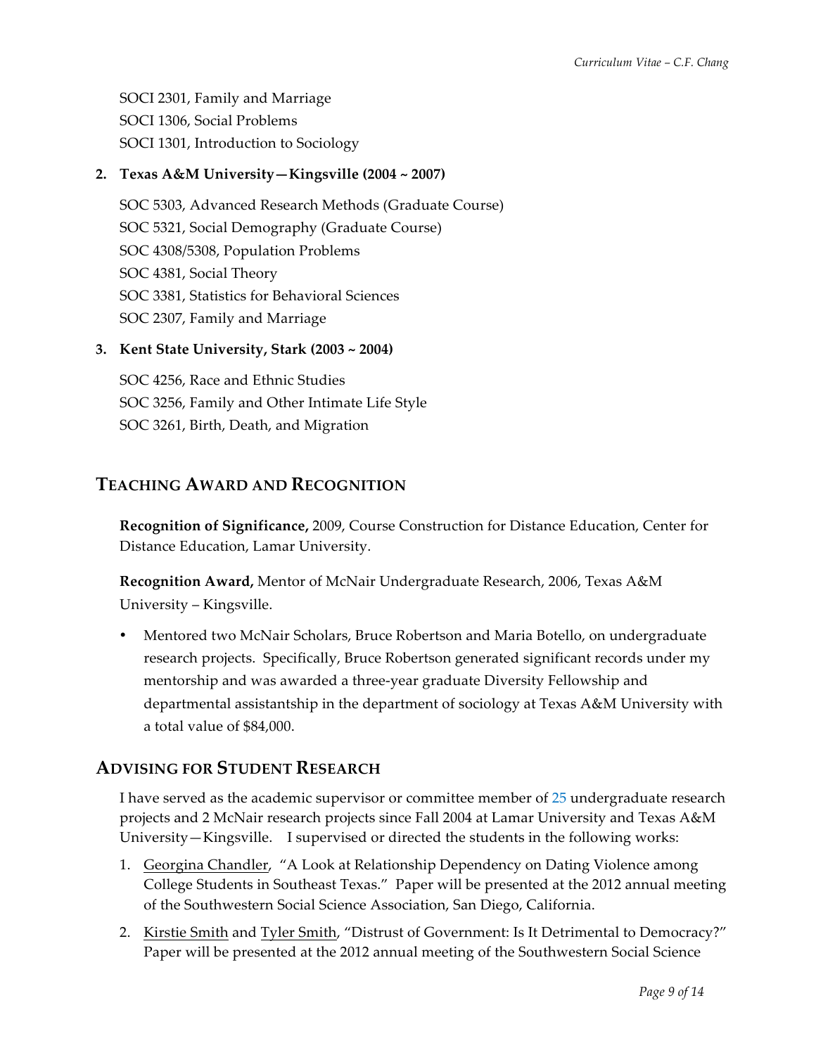SOCI 2301, Family and Marriage
SOCI 1306, Social Problems
SOCI 1301, Introduction to Sociology

**2. Texas A&M University—Kingsville (2004 ~ 2007)**

SOC 5303, Advanced Research Methods (Graduate Course)
SOC 5321, Social Demography (Graduate Course)
SOC 4308/5308, Population Problems
SOC 4381, Social Theory
SOC 3381, Statistics for Behavioral Sciences
SOC 2307, Family and Marriage

**3. Kent State University, Stark (2003 ~ 2004)**

SOC 4256, Race and Ethnic Studies
SOC 3256, Family and Other Intimate Life Style
SOC 3261, Birth, Death, and Migration

## TEACHING AWARD AND RECOGNITION

**Recognition of Significance,** 2009, Course Construction for Distance Education, Center for Distance Education, Lamar University.

**Recognition Award,** Mentor of McNair Undergraduate Research, 2006, Texas A&M University – Kingsville.

- Mentored two McNair Scholars, Bruce Robertson and Maria Botello, on undergraduate research projects. Specifically, Bruce Robertson generated significant records under my mentorship and was awarded a three-year graduate Diversity Fellowship and departmental assistantship in the department of sociology at Texas A&M University with a total value of $84,000.

## ADVISING FOR STUDENT RESEARCH

I have served as the academic supervisor or committee member of 25 undergraduate research projects and 2 McNair research projects since Fall 2004 at Lamar University and Texas A&M University—Kingsville. I supervised or directed the students in the following works:

1. Georgina Chandler, "A Look at Relationship Dependency on Dating Violence among College Students in Southeast Texas." Paper will be presented at the 2012 annual meeting of the Southwestern Social Science Association, San Diego, California.
2. Kirstie Smith and Tyler Smith, "Distrust of Government: Is It Detrimental to Democracy?" Paper will be presented at the 2012 annual meeting of the Southwestern Social Science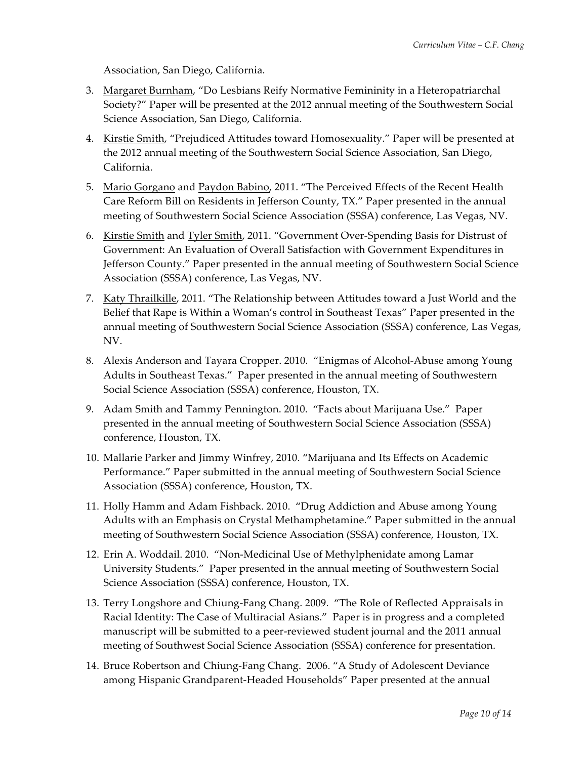Association, San Diego, California.

3. <u>Margaret Burnham</u>, "Do Lesbians Reify Normative Femininity in a Heteropatriarchal Society?" Paper will be presented at the 2012 annual meeting of the Southwestern Social Science Association, San Diego, California.

4. <u>Kirstie Smith</u>, "Prejudiced Attitudes toward Homosexuality." Paper will be presented at the 2012 annual meeting of the Southwestern Social Science Association, San Diego, California.

5. <u>Mario Gorgano</u> and <u>Paydon Babino</u>, 2011. "The Perceived Effects of the Recent Health Care Reform Bill on Residents in Jefferson County, TX." Paper presented in the annual meeting of Southwestern Social Science Association (SSSA) conference, Las Vegas, NV.

6. <u>Kirstie Smith</u> and <u>Tyler Smith</u>, 2011. "Government Over-Spending Basis for Distrust of Government: An Evaluation of Overall Satisfaction with Government Expenditures in Jefferson County." Paper presented in the annual meeting of Southwestern Social Science Association (SSSA) conference, Las Vegas, NV.

7. <u>Katy Thrailkille</u>, 2011. "The Relationship between Attitudes toward a Just World and the Belief that Rape is Within a Woman's control in Southeast Texas" Paper presented in the annual meeting of Southwestern Social Science Association (SSSA) conference, Las Vegas, NV.

8. Alexis Anderson and Tayara Cropper. 2010. "Enigmas of Alcohol-Abuse among Young Adults in Southeast Texas." Paper presented in the annual meeting of Southwestern Social Science Association (SSSA) conference, Houston, TX.

9. Adam Smith and Tammy Pennington. 2010. "Facts about Marijuana Use." Paper presented in the annual meeting of Southwestern Social Science Association (SSSA) conference, Houston, TX.

10. Mallarie Parker and Jimmy Winfrey, 2010. "Marijuana and Its Effects on Academic Performance." Paper submitted in the annual meeting of Southwestern Social Science Association (SSSA) conference, Houston, TX.

11. Holly Hamm and Adam Fishback. 2010. "Drug Addiction and Abuse among Young Adults with an Emphasis on Crystal Methamphetamine." Paper submitted in the annual meeting of Southwestern Social Science Association (SSSA) conference, Houston, TX.

12. Erin A. Woddail. 2010. "Non-Medicinal Use of Methylphenidate among Lamar University Students." Paper presented in the annual meeting of Southwestern Social Science Association (SSSA) conference, Houston, TX.

13. Terry Longshore and Chiung-Fang Chang. 2009. "The Role of Reflected Appraisals in Racial Identity: The Case of Multiracial Asians." Paper is in progress and a completed manuscript will be submitted to a peer-reviewed student journal and the 2011 annual meeting of Southwest Social Science Association (SSSA) conference for presentation.

14. Bruce Robertson and Chiung-Fang Chang. 2006. "A Study of Adolescent Deviance among Hispanic Grandparent-Headed Households" Paper presented at the annual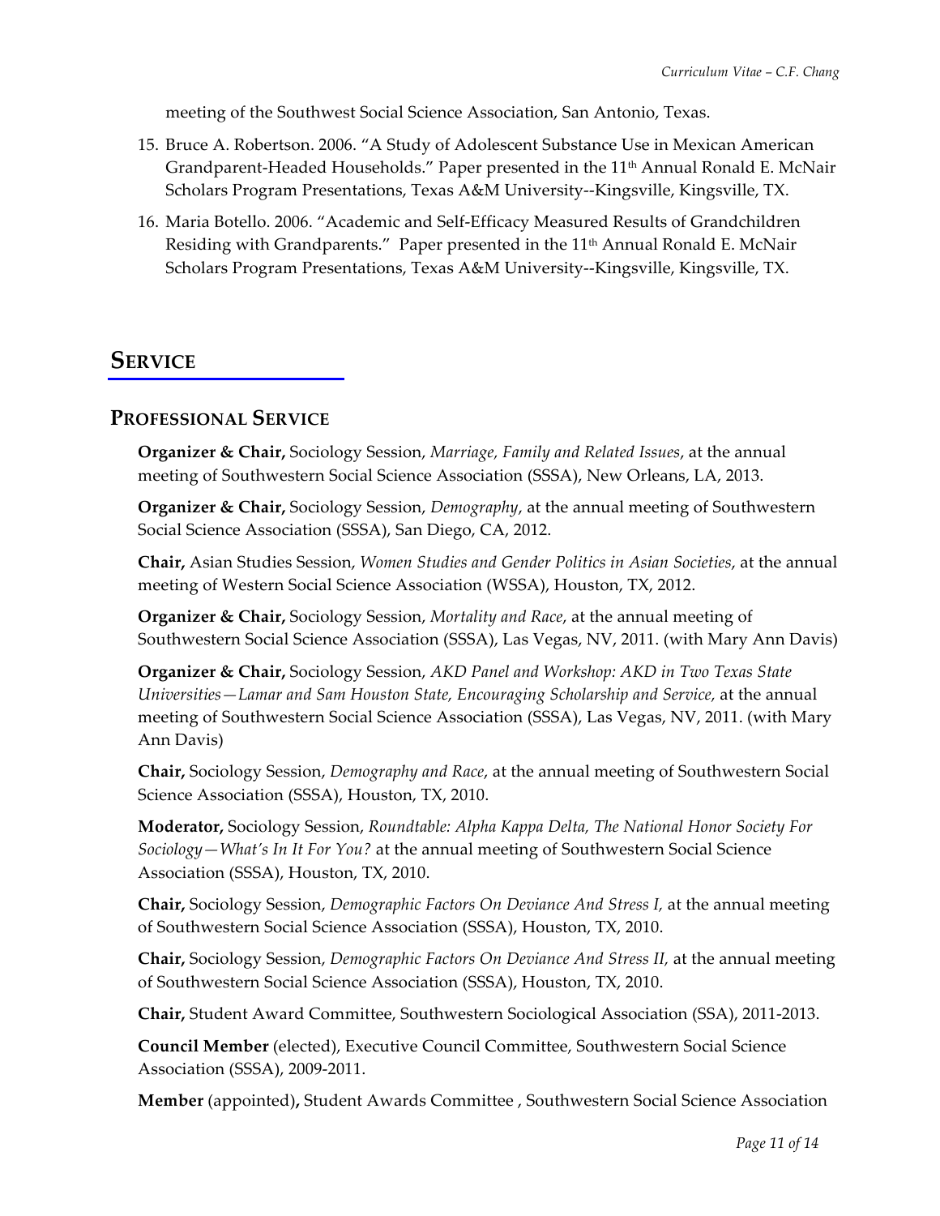meeting of the Southwest Social Science Association, San Antonio, Texas.

15. Bruce A. Robertson. 2006. "A Study of Adolescent Substance Use in Mexican American Grandparent-Headed Households." Paper presented in the 11th Annual Ronald E. McNair Scholars Program Presentations, Texas A&M University--Kingsville, Kingsville, TX.
16. Maria Botello. 2006. "Academic and Self-Efficacy Measured Results of Grandchildren Residing with Grandparents." Paper presented in the 11th Annual Ronald E. McNair Scholars Program Presentations, Texas A&M University--Kingsville, Kingsville, TX.

# SERVICE

## PROFESSIONAL SERVICE

**Organizer & Chair,** Sociology Session, *Marriage, Family and Related Issues*, at the annual meeting of Southwestern Social Science Association (SSSA), New Orleans, LA, 2013.

**Organizer & Chair,** Sociology Session, *Demography*, at the annual meeting of Southwestern Social Science Association (SSSA), San Diego, CA, 2012.

**Chair,** Asian Studies Session, *Women Studies and Gender Politics in Asian Societies*, at the annual meeting of Western Social Science Association (WSSA), Houston, TX, 2012.

**Organizer & Chair,** Sociology Session, *Mortality and Race*, at the annual meeting of Southwestern Social Science Association (SSSA), Las Vegas, NV, 2011. (with Mary Ann Davis)

**Organizer & Chair,** Sociology Session, *AKD Panel and Workshop: AKD in Two Texas State Universities—Lamar and Sam Houston State, Encouraging Scholarship and Service,* at the annual meeting of Southwestern Social Science Association (SSSA), Las Vegas, NV, 2011. (with Mary Ann Davis)

**Chair,** Sociology Session, *Demography and Race*, at the annual meeting of Southwestern Social Science Association (SSSA), Houston, TX, 2010.

**Moderator,** Sociology Session, *Roundtable: Alpha Kappa Delta, The National Honor Society For Sociology—What's In It For You?* at the annual meeting of Southwestern Social Science Association (SSSA), Houston, TX, 2010.

**Chair,** Sociology Session, *Demographic Factors On Deviance And Stress I,* at the annual meeting of Southwestern Social Science Association (SSSA), Houston, TX, 2010.

**Chair,** Sociology Session, *Demographic Factors On Deviance And Stress II,* at the annual meeting of Southwestern Social Science Association (SSSA), Houston, TX, 2010.

**Chair,** Student Award Committee, Southwestern Sociological Association (SSA), 2011-2013.

**Council Member** (elected), Executive Council Committee, Southwestern Social Science Association (SSSA), 2009-2011.

**Member** (appointed)**,** Student Awards Committee , Southwestern Social Science Association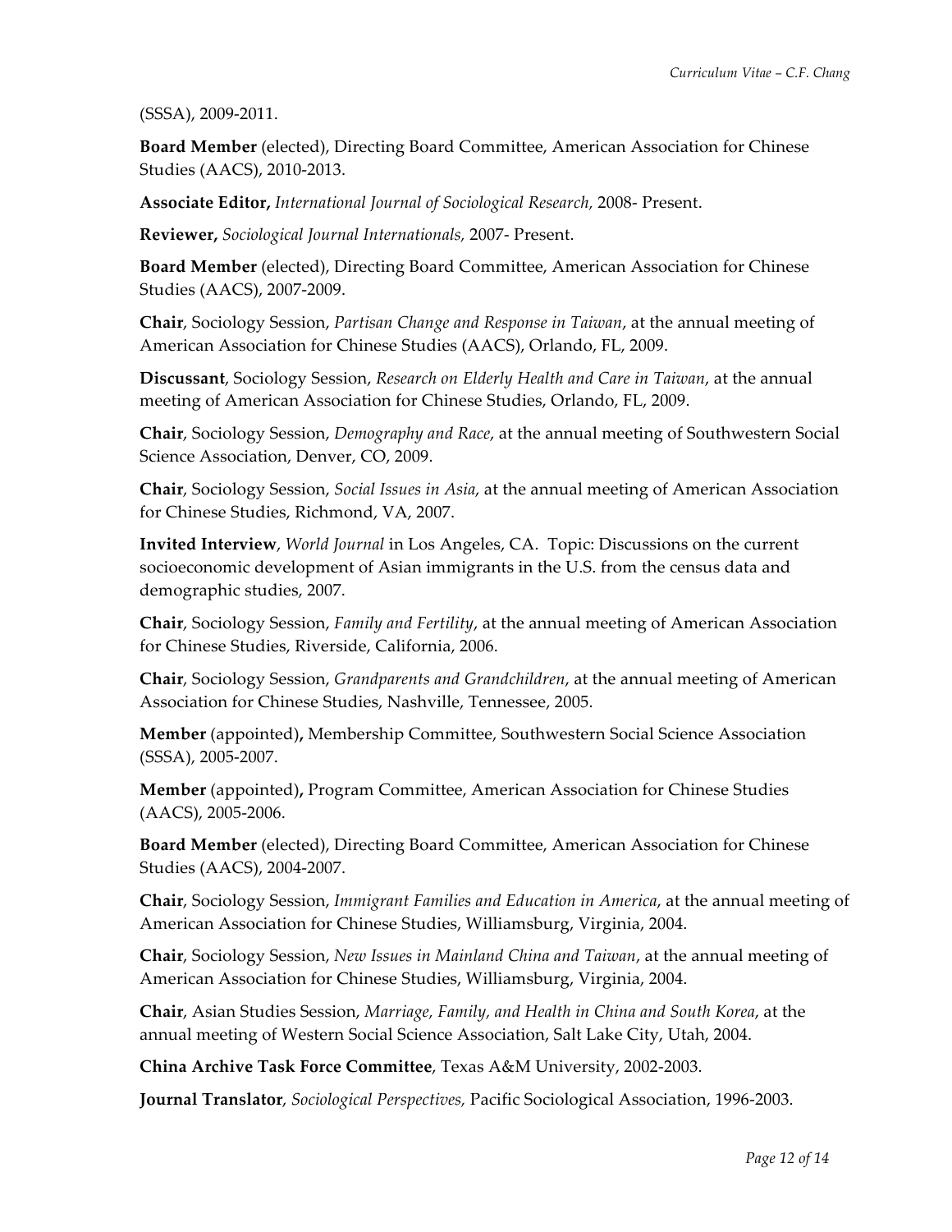(SSSA), 2009-2011.

**Board Member** (elected), Directing Board Committee, American Association for Chinese Studies (AACS), 2010-2013.

**Associate Editor,** *International Journal of Sociological Research,* 2008- Present.

**Reviewer,** *Sociological Journal Internationals,* 2007- Present.

**Board Member** (elected), Directing Board Committee, American Association for Chinese Studies (AACS), 2007-2009.

**Chair**, Sociology Session, *Partisan Change and Response in Taiwan*, at the annual meeting of American Association for Chinese Studies (AACS), Orlando, FL, 2009.

**Discussant**, Sociology Session, *Research on Elderly Health and Care in Taiwan*, at the annual meeting of American Association for Chinese Studies, Orlando, FL, 2009.

**Chair**, Sociology Session, *Demography and Race*, at the annual meeting of Southwestern Social Science Association, Denver, CO, 2009.

**Chair**, Sociology Session, *Social Issues in Asia*, at the annual meeting of American Association for Chinese Studies, Richmond, VA, 2007.

**Invited Interview**, *World Journal* in Los Angeles, CA. Topic: Discussions on the current socioeconomic development of Asian immigrants in the U.S. from the census data and demographic studies, 2007.

**Chair**, Sociology Session, *Family and Fertility*, at the annual meeting of American Association for Chinese Studies, Riverside, California, 2006.

**Chair**, Sociology Session, *Grandparents and Grandchildren*, at the annual meeting of American Association for Chinese Studies, Nashville, Tennessee, 2005.

**Member** (appointed)**,** Membership Committee, Southwestern Social Science Association (SSSA), 2005-2007.

**Member** (appointed)**,** Program Committee, American Association for Chinese Studies (AACS), 2005-2006.

**Board Member** (elected), Directing Board Committee, American Association for Chinese Studies (AACS), 2004-2007.

**Chair**, Sociology Session, *Immigrant Families and Education in America*, at the annual meeting of American Association for Chinese Studies, Williamsburg, Virginia, 2004.

**Chair**, Sociology Session, *New Issues in Mainland China and Taiwan*, at the annual meeting of American Association for Chinese Studies, Williamsburg, Virginia, 2004.

**Chair**, Asian Studies Session, *Marriage, Family, and Health in China and South Korea*, at the annual meeting of Western Social Science Association, Salt Lake City, Utah, 2004.

**China Archive Task Force Committee**, Texas A&M University, 2002-2003.

**Journal Translator**, *Sociological Perspectives,* Pacific Sociological Association, 1996-2003.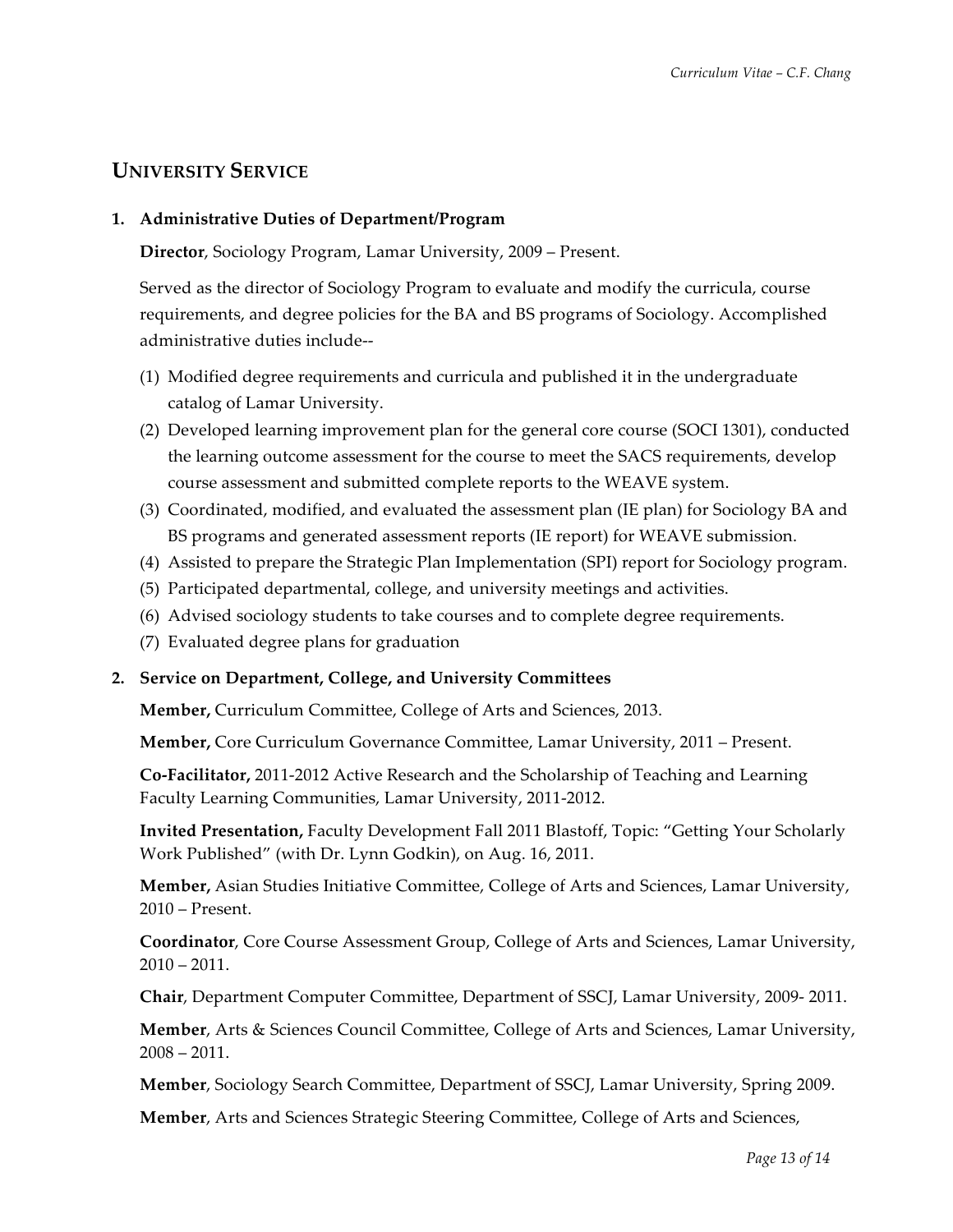## UNIVERSITY SERVICE

**1. Administrative Duties of Department/Program**

**Director**, Sociology Program, Lamar University, 2009 – Present.

Served as the director of Sociology Program to evaluate and modify the curricula, course requirements, and degree policies for the BA and BS programs of Sociology. Accomplished administrative duties include--

(1) Modified degree requirements and curricula and published it in the undergraduate catalog of Lamar University.
(2) Developed learning improvement plan for the general core course (SOCI 1301), conducted the learning outcome assessment for the course to meet the SACS requirements, develop course assessment and submitted complete reports to the WEAVE system.
(3) Coordinated, modified, and evaluated the assessment plan (IE plan) for Sociology BA and BS programs and generated assessment reports (IE report) for WEAVE submission.
(4) Assisted to prepare the Strategic Plan Implementation (SPI) report for Sociology program.
(5) Participated departmental, college, and university meetings and activities.
(6) Advised sociology students to take courses and to complete degree requirements.
(7) Evaluated degree plans for graduation

**2. Service on Department, College, and University Committees**

**Member,** Curriculum Committee, College of Arts and Sciences, 2013.

**Member,** Core Curriculum Governance Committee, Lamar University, 2011 – Present.

**Co-Facilitator,** 2011-2012 Active Research and the Scholarship of Teaching and Learning Faculty Learning Communities, Lamar University, 2011-2012.

**Invited Presentation,** Faculty Development Fall 2011 Blastoff, Topic: "Getting Your Scholarly Work Published" (with Dr. Lynn Godkin), on Aug. 16, 2011.

**Member,** Asian Studies Initiative Committee, College of Arts and Sciences, Lamar University, 2010 – Present.

**Coordinator**, Core Course Assessment Group, College of Arts and Sciences, Lamar University, 2010 – 2011.

**Chair**, Department Computer Committee, Department of SSCJ, Lamar University, 2009- 2011.

**Member**, Arts & Sciences Council Committee, College of Arts and Sciences, Lamar University, 2008 – 2011.

**Member**, Sociology Search Committee, Department of SSCJ, Lamar University, Spring 2009.

**Member**, Arts and Sciences Strategic Steering Committee, College of Arts and Sciences,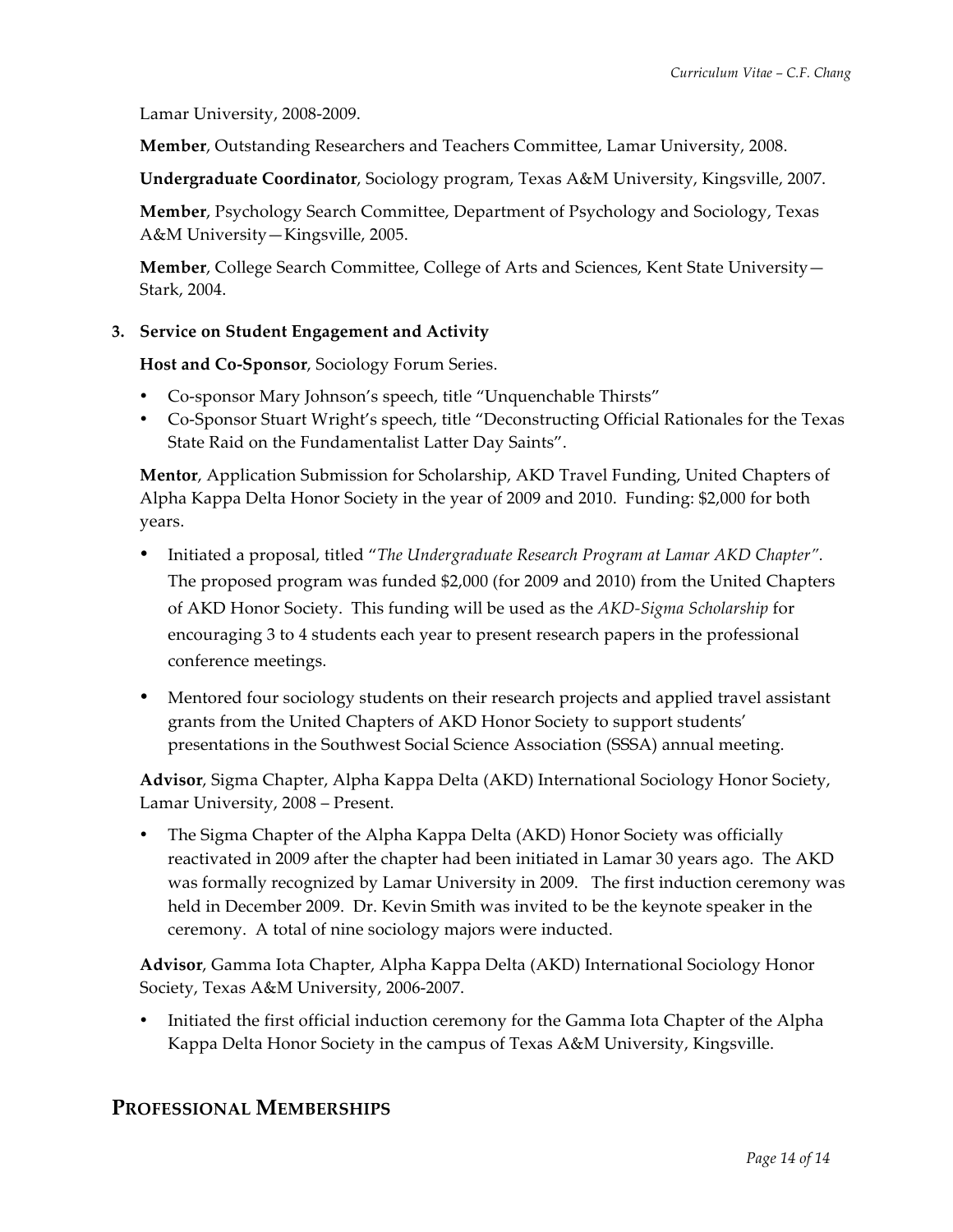Lamar University, 2008-2009.

**Member**, Outstanding Researchers and Teachers Committee, Lamar University, 2008.

**Undergraduate Coordinator**, Sociology program, Texas A&M University, Kingsville, 2007.

**Member**, Psychology Search Committee, Department of Psychology and Sociology, Texas A&M University—Kingsville, 2005.

**Member**, College Search Committee, College of Arts and Sciences, Kent State University—Stark, 2004.

**3. Service on Student Engagement and Activity**

**Host and Co-Sponsor**, Sociology Forum Series.

- Co-sponsor Mary Johnson's speech, title "Unquenchable Thirsts"
- Co-Sponsor Stuart Wright's speech, title "Deconstructing Official Rationales for the Texas State Raid on the Fundamentalist Latter Day Saints".

**Mentor**, Application Submission for Scholarship, AKD Travel Funding, United Chapters of Alpha Kappa Delta Honor Society in the year of 2009 and 2010. Funding: $2,000 for both years.

- Initiated a proposal, titled "*The Undergraduate Research Program at Lamar AKD Chapter".* The proposed program was funded $2,000 (for 2009 and 2010) from the United Chapters of AKD Honor Society. This funding will be used as the *AKD-Sigma Scholarship* for encouraging 3 to 4 students each year to present research papers in the professional conference meetings.
- Mentored four sociology students on their research projects and applied travel assistant grants from the United Chapters of AKD Honor Society to support students' presentations in the Southwest Social Science Association (SSSA) annual meeting.

**Advisor**, Sigma Chapter, Alpha Kappa Delta (AKD) International Sociology Honor Society, Lamar University, 2008 – Present.

- The Sigma Chapter of the Alpha Kappa Delta (AKD) Honor Society was officially reactivated in 2009 after the chapter had been initiated in Lamar 30 years ago. The AKD was formally recognized by Lamar University in 2009. The first induction ceremony was held in December 2009. Dr. Kevin Smith was invited to be the keynote speaker in the ceremony. A total of nine sociology majors were inducted.

**Advisor**, Gamma Iota Chapter, Alpha Kappa Delta (AKD) International Sociology Honor Society, Texas A&M University, 2006-2007.

- Initiated the first official induction ceremony for the Gamma Iota Chapter of the Alpha Kappa Delta Honor Society in the campus of Texas A&M University, Kingsville.

## PROFESSIONAL MEMBERSHIPS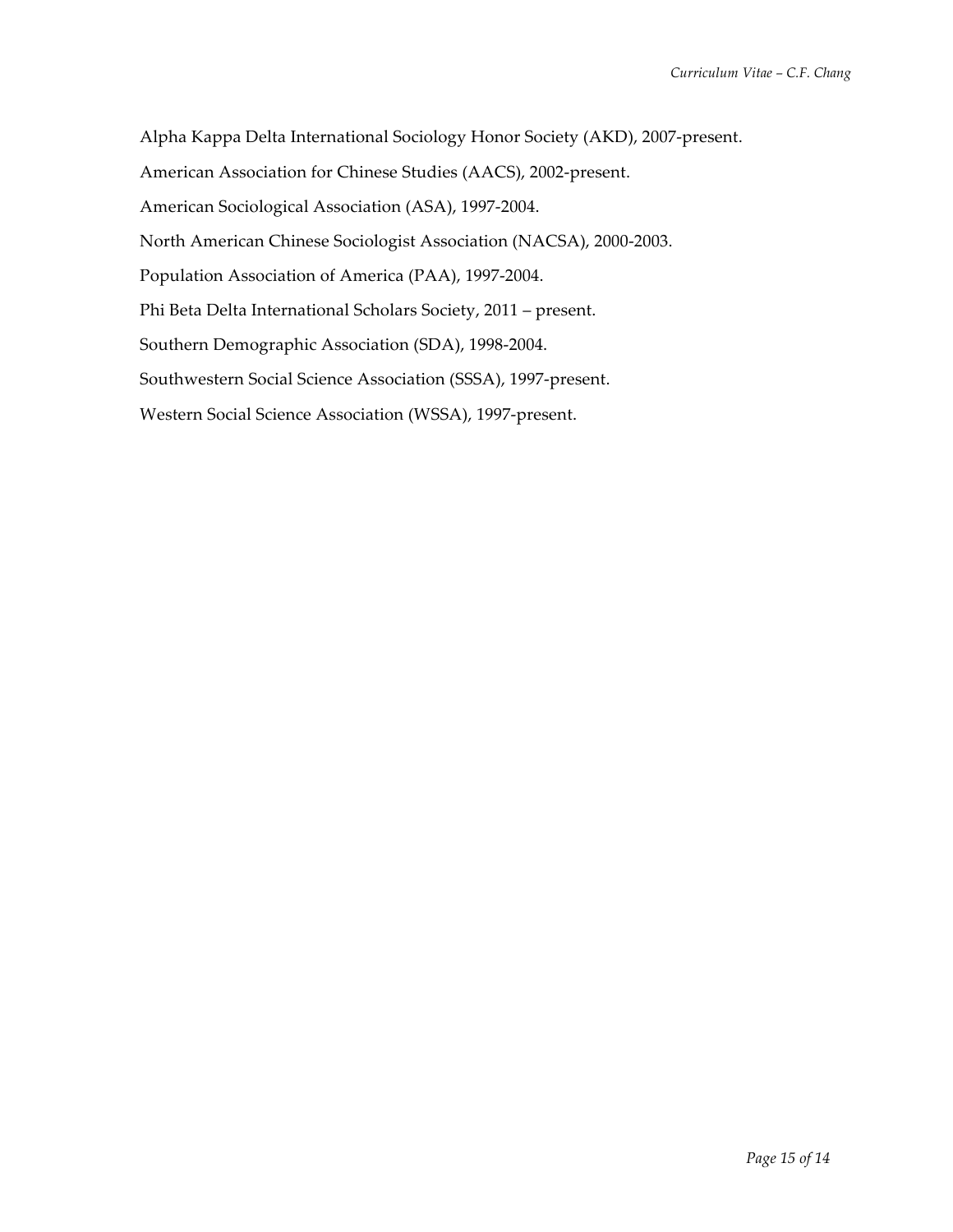Alpha Kappa Delta International Sociology Honor Society (AKD), 2007-present.

American Association for Chinese Studies (AACS), 2002-present.

American Sociological Association (ASA), 1997-2004.

North American Chinese Sociologist Association (NACSA), 2000-2003.

Population Association of America (PAA), 1997-2004.

Phi Beta Delta International Scholars Society, 2011 – present.

Southern Demographic Association (SDA), 1998-2004.

Southwestern Social Science Association (SSSA), 1997-present.

Western Social Science Association (WSSA), 1997-present.